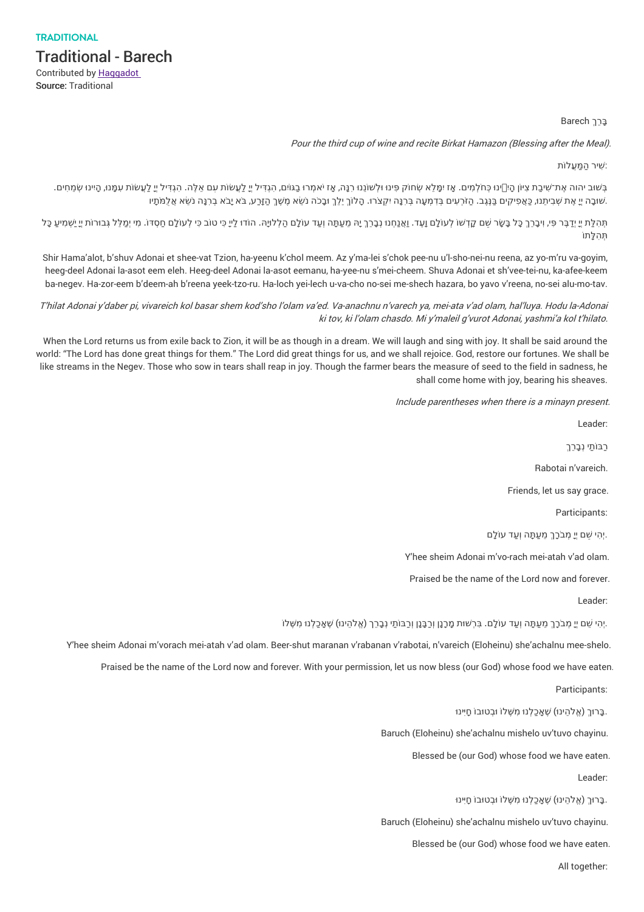TRADITIONAL

# Traditional - Barech

Contributed by Haggadot

Source: Traditional

Barech בָּרֵךְ

*Pour the third cup of wine and recite Birkat Hamazon (Blessing after the Meal).*

שִׁיר הַמַּעֲלוֹת:

בְּשׁוּב יהוה אֶת־שִׁיבַת צִיּוֹן הָיִינוּ כְּחֹלְמִים. אָז יִמָּלֵא שְׂחוֹק פִּינוּ וּלְשׁוֹנֵנוּ רִנָּה, אָז יֹאמְרוּ בַגּוֹיִם, הִגְדִּיל יְיָ לַעֲשׂוֹת עִם אֵלֶּה. הִגְדִּיל יְיָ לַעֲשׂוֹת עִמָּנוּ, הָיִינוּ שְׂמֵחִים. שׁוּבָה יְיָ אֶת שְׁבִיתֵנוּ, כַּאֲפִיקִים בַּנֶּגֶב. הַזֹּרְעִים בְּדִמְעָה בְּרִנָּה יִקְצֹרוּ. הָלוֹךְ יֵלֵךְ וּבָכֹה נֹשֵׂא מֶשֶׁךְ הַזָּרַע, בֹּא יָבֹא בְרִנָּה נֹשֵׂא אֲלֻמֹּתָיו.

תְּהִלַּת יְיָ יְדַבֶּר פִּי, וִיבָרֵךְ כָּל בָּשָׂר שֵׁם קָדְשׁוֹ לְעוֹלָם וָעֶד. וַאֲנַחְנוּ נְבָרֵךְ יָהּ מֵעַתָּה וְעַד עוֹלָם הַלְלוּיָהּ. הוֹדוּ לַיְיָ כִּי טוֹב כִּי לְעוֹלָם חַסְדּוֹ. מִי יְמַלֵּל גְּבוּרוֹת יְיָ יַשְׁמִיעַ כָּל תְּהִלָּתוֹ

Shir Hama'alot, b'shuv Adonai et shee-vat Tzion, ha-yeenu k'chol meem. Az y'ma-lei s'chok pee-nu u'l-sho-nei-nu reena, az yo-m'ru va-goyim, heeg-deel Adonai la-asot eem eleh. Heeg-deel Adonai la-asot eemanu, ha-yee-nu s'mei-cheem. Shuva Adonai et sh'vee-tei-nu, ka-afee-keem ba-negev. Ha-zor-eem b'deem-ah b'reena yeek-tzo-ru. Ha-loch yei-lech u-va-cho no-sei me-shech hazara, bo yavo v'reena, no-sei alu-mo-tav.

*T'hilat Adonai y'daber pi, vivareich kol basar shem kod'sho l'olam va'ed. Va-anachnu n'varech ya, mei-ata v'ad olam, hal'luya. Hodu la-Adonai ki tov, ki l'olam chasdo. Mi y'maleil g'vurot Adonai, yashmi'a kol t'hilato.*

When the Lord returns us from exile back to Zion, it will be as though in a dream. We will laugh and sing with joy. It shall be said around the world: "The Lord has done great things for them." The Lord did great things for us, and we shall rejoice. God, restore our fortunes. We shall be like streams in the Negev. Those who sow in tears shall reap in joy. Though the farmer bears the measure of seed to the field in sadness, he shall come home with joy, bearing his sheaves.

*Include parentheses when there is a minayn present.*

Leader:

רַבּוֹתַי נְבָרֵךְ

Rabotai n'vareich.

Friends, let us say grace.

Participants:

יְהִי שֵׁם יְיָ מְבֹרָךְ מֵעַתָּה וְעַד עוֹלָם.

Y'hee sheim Adonai m'vo-rach mei-atah v'ad olam.

Praised be the name of the Lord now and forever.

Leader:

יְהִי שֵׁם יְיָ מְבֹרָךְ מֵעַתָּה וְעַד עוֹלָם. בִּרְשׁוּת מָרָנָן וְרַבָּנָן וְרַבּוֹתַי נְבָרֵךְ (אֱלֹהֵינוּ) שֶׁאָכַלְנוּ מִשֶּׁלוֹ.

Y'hee sheim Adonai m'vorach mei-atah v'ad olam. Beer-shut maranan v'rabanan v'rabotai, n'vareich (Eloheinu) she'achalnu mee-shelo.

Praised be the name of the Lord now and forever. With your permission, let us now bless (our God) whose food we have eaten.

Participants:

בָּרוּךְ (אֱלֹהֵינוּ) שֶׁאָכַלְנוּ מִשֶּׁלוֹ וּבְטוּבוֹ חָיִינוּ.

Baruch (Eloheinu) she'achalnu mishelo uv'tuvo chayinu.

Blessed be (our God) whose food we have eaten.

Leader:

בָּרוּךְ (אֱלֹהֵינוּ) שֶׁאָכַלְנוּ מִשֶּׁלוֹ וּבְטוּבוֹ חָיִינוּ.

Baruch (Eloheinu) she'achalnu mishelo uv'tuvo chayinu.

Blessed be (our God) whose food we have eaten.

All together: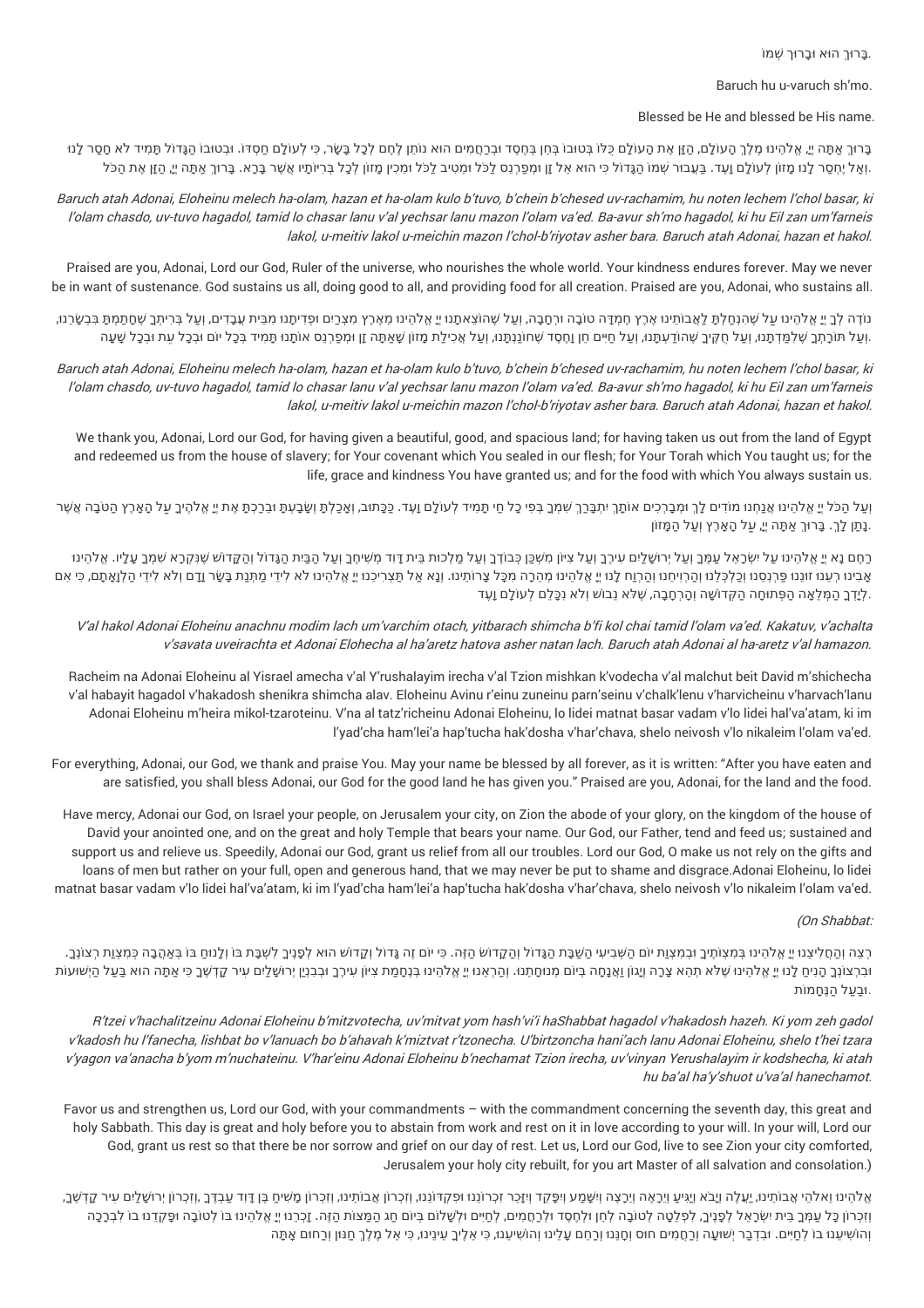.בָּרוּךְ הוּא וּבָרוּךְ שְׁמוֹ

Baruch hu u-varuch sh'mo.

Blessed be He and blessed be His name.

בָּרוּךְ אַתָּה יְיָ, אֱלֹהֵינוּ מֶלֶךְ הָעוֹלָם, הַזָּן אֶת הָעוֹלָם כֻּלּוֹ בְּטוּבוֹ בְּחֵן בְּחֶסֶד וּבְרַחֲמִים הוּא נוֹתֵן לֶחֶם לְכָל בָּשָׂר, כִּי לְעוֹלָם חַסְדּוֹ. וּבְטוּבוֹ הַגָּדוֹל תָּמִיד לֹא חָסַר לָנוּ וְאַל יֶחְסַר לָנוּ מָזוֹן לְעוֹלָם וָעֶד. בַּעֲבוּר שְׁמוֹ הַגָּדוֹל כִּי הוּא אֵל זָן וּמְפַרְנֵס לַכֹּל וּמֵטִיב לַכֹּל וּמֵכִין מָזוֹן לְכָל בְּרִיּוֹתָיו אֲשֶׁר בָּרָא. בָּרוּךְ אַתָּה יְיָ, הַזָּן אֶת הַכֹּל.

*Baruch atah Adonai, Eloheinu melech ha-olam, hazan et ha-olam kulo b'tuvo, b'chein b'chesed uv-rachamim, hu noten lechem l'chol basar, ki l'olam chasdo, uv-tuvo hagadol, tamid lo chasar lanu v'al yechsar lanu mazon l'olam va'ed. Ba-avur sh'mo hagadol, ki hu Eil zan um'farneis lakol, u-meitiv lakol u-meichin mazon l'chol-b'riyotav asher bara. Baruch atah Adonai, hazan et hakol.*

Praised are you, Adonai, Lord our God, Ruler of the universe, who nourishes the whole world. Your kindness endures forever. May we never be in want of sustenance. God sustains us all, doing good to all, and providing food for all creation. Praised are you, Adonai, who sustains all.

נוֹדֶה לְּךָ יְיָ אֱלֹהֵינוּ עַל שֶׁהִנְחַלְתָּ לַאֲבוֹתֵינוּ אֶרֶץ חֶמְדָּה טוֹבָה וּרְחָבָה, וְעַל שֶׁהוֹצֵאתָנוּ יְיָ אֱלֹהֵינוּ מֵאֶרֶץ מִצְרַיִם וּפְדִיתָנוּ מִבֵּית עֲבָדִים, וְעַל בְּרִיתְךָ שֶׁחָתַמְתָּ בִּבְשָׂרֵנוּ, וְעַל תּוֹרָתְךָ שֶׁלִּמַּדְתָּנוּ, וְעַל חֻקֶּיךָ שֶׁהוֹדַעְתָּנוּ, וְעַל חַיִּים חֵן וָחֶסֶד שֶׁחוֹנַנְתָּנוּ, וְעַל אֲכִילַת מָזוֹן שָׁאַתָּה זָן וּמְפַרְנֵס אוֹתָנוּ תָּמִיד בְּכָל יוֹם וּבְכָל עֵת וּבְכָל שָׁעָה.

*Baruch atah Adonai, Eloheinu melech ha-olam, hazan et ha-olam kulo b'tuvo, b'chein b'chesed uv-rachamim, hu noten lechem l'chol basar, ki l'olam chasdo, uv-tuvo hagadol, tamid lo chasar lanu v'al yechsar lanu mazon l'olam va'ed. Ba-avur sh'mo hagadol, ki hu Eil zan um'farneis lakol, u-meitiv lakol u-meichin mazon l'chol-b'riyotav asher bara. Baruch atah Adonai, hazan et hakol.*

We thank you, Adonai, Lord our God, for having given a beautiful, good, and spacious land; for having taken us out from the land of Egypt and redeemed us from the house of slavery; for Your covenant which You sealed in our flesh; for Your Torah which You taught us; for the life, grace and kindness You have granted us; and for the food with which You always sustain us.

וְעַל הַכֹּל יְיָ אֱלֹהֵינוּ אֲנַחְנוּ מוֹדִים לָךְ וּמְבָרְכִים אוֹתָךְ יִתְבָּרַךְ שִׁמְךָ בְּפִי כָּל חַי תָּמִיד לְעוֹלָם וָעֶד. כַּכָּתוּב, וְאָכַלְתָּ וְשָׂבָעְתָּ וּבֵרַכְתָּ אֶת יְיָ אֱלֹהֶיךָ עַל הָאָרֶץ הַטֹּבָה אֲשֶׁר נָתַן לָךְ. בָּרוּךְ אַתָּה יְיָ, עַל הָאָרֶץ וְעַל הַמָּזוֹן.

רַחֵם נָא יְיָ אֱלֹהֵינוּ עַל יִשְׂרָאֵל עַמֶּךָ וְעַל יְרוּשָׁלַיִם עִירֶךָ וְעַל צִיּוֹן מִשְׁכַּן כְּבוֹדֶךָ וְעַל מַלְכוּת בֵּית דָּוִד מְשִׁיחֶךָ וְעַל הַבַּיִת הַגָּדוֹל וְהַקָּדוֹשׁ שֶׁנִּקְרָא שִׁמְךָ עָלָיו. אֱלֹהֵינוּ אָבִינוּ רְעֵנוּ זוּנֵנוּ פַּרְנְסֵנוּ וְכַלְכְּלֵנוּ וְהַרְוִיחֵנוּ וְהַרְוַח לָנוּ יְיָ אֱלֹהֵינוּ מְהֵרָה מִכָּל צָרוֹתֵינוּ. וְנָא אַל תַּצְרִיכֵנוּ יְיָ אֱלֹהֵינוּ לֹא לִידֵי מַתְּנַת בָּשָׂר וָדָם וְלֹא לִידֵי הַלְוָאָתָם, כִּי אִם לְיָדְךָ הַמְּלֵאָה הַפְּתוּחָה הַקְּדוֹשָׁה וְהָרְחָבָה, שֶׁלֹּא נֵבוֹשׁ וְלֹא נִכָּלֵם לְעוֹלָם וָעֶד.

*V'al hakol Adonai Eloheinu anachnu modim lach um'varchim otach, yitbarach shimcha b'fi kol chai tamid l'olam va'ed. Kakatuv, v'achalta v'savata uveirachta et Adonai Elohecha al ha'aretz hatova asher natan lach. Baruch atah Adonai al ha-aretz v'al hamazon.*

Racheim na Adonai Eloheinu al Yisrael amecha v'al Y'rushalayim irecha v'al Tzion mishkan k'vodecha v'al malchut beit David m'shichecha v'al habayit hagadol v'hakadosh shenikra shimcha alav. Eloheinu Avinu r'einu zuneinu parn'seinu v'chalk'lenu v'harvicheinu v'harvach'lanu Adonai Eloheinu m'heira mikol-tzaroteinu. V'na al tatz'richeinu Adonai Eloheinu, lo lidei matnat basar vadam v'lo lidei hal'va'atam, ki im l'yad'cha ham'lei'a hap'tucha hak'dosha v'har'chava, shelo neivosh v'lo nikaleim l'olam va'ed.

For everything, Adonai, our God, we thank and praise You. May your name be blessed by all forever, as it is written: "After you have eaten and are satisfied, you shall bless Adonai, our God for the good land he has given you." Praised are you, Adonai, for the land and the food.

Have mercy, Adonai our God, on Israel your people, on Jerusalem your city, on Zion the abode of your glory, on the kingdom of the house of David your anointed one, and on the great and holy Temple that bears your name. Our God, our Father, tend and feed us; sustained and support us and relieve us. Speedily, Adonai our God, grant us relief from all our troubles. Lord our God, O make us not rely on the gifts and loans of men but rather on your full, open and generous hand, that we may never be put to shame and disgrace.Adonai Eloheinu, lo lidei matnat basar vadam v'lo lidei hal'va'atam, ki im l'yad'cha ham'lei'a hap'tucha hak'dosha v'har'chava, shelo neivosh v'lo nikaleim l'olam va'ed.

*(On Shabbat:*

רְצֵה וְהַחֲלִיצֵנוּ יְיָ אֱלֹהֵינוּ בְּמִצְוֹתֶיךָ וּבְמִצְוַת יוֹם הַשְּׁבִיעִי הַשַּׁבָּת הַגָּדוֹל וְהַקָּדוֹשׁ הַזֶּה. כִּי יוֹם זֶה גָּדוֹל וְקָדוֹשׁ הוּא לְפָנֶיךָ לִשְׁבָּת בּוֹ וְלָנוּחַ בּוֹ בְּאַהֲבָה כְּמִצְוַת רְצוֹנֶךָ. וּבִרְצוֹנְךָ הָנִיחַ לָנוּ יְיָ אֱלֹהֵינוּ שֶׁלֹּא תְהֵא צָרָה וְיָגוֹן וַאֲנָחָה בְּיוֹם מְנוּחָתֵנוּ. וְהַרְאֵנוּ יְיָ אֱלֹהֵינוּ בְּנֶחָמַת צִיּוֹן עִירֶךָ וּבְבִנְיַן יְרוּשָׁלַיִם עִיר קָדְשֶׁךָ כִּי אַתָּה הוּא בַּעַל הַיְשׁוּעוֹת וּבַעַל הַנֶּחָמוֹת.

*R'tzei v'hachalitzeinu Adonai Eloheinu b'mitzvotecha, uv'mitvat yom hash'vi'i haShabbat hagadol v'hakadosh hazeh. Ki yom zeh gadol v'kadosh hu l'fanecha, lishbat bo v'lanuach bo b'ahavah k'miztvat r'tzonecha. U'birtzoncha hani'ach lanu Adonai Eloheinu, shelo t'hei tzara v'yagon va'anacha b'yom m'nuchateinu. V'har'einu Adonai Eloheinu b'nechamat Tzion ircha, uv'vinyan Yerushalayim ir kodshecha, ki atah hu ba'al ha'y'shuot u'va'al hanechamot.*

Favor us and strengthen us, Lord our God, with your commandments – with the commandment concerning the seventh day, this great and holy Sabbath. This day is great and holy before you to abstain from work and rest on it in love according to your will. In your will, Lord our God, grant us rest so that there be nor sorrow and grief on our day of rest. Let us, Lord our God, live to see Zion your city comforted, Jerusalem your holy city rebuilt, for you art Master of all salvation and consolation.)

אֱלֹהֵינוּ וֵאלֹהֵי אֲבוֹתֵינוּ, יַעֲלֶה וְיָבֹא וְיַגִּיעַ וְיֵרָאֶה וְיֵרָצֶה וְיִשָּׁמַע וְיִפָּקֵד וְיִזָּכֵר זִכְרוֹנֵנוּ וּפִקְדוֹנֵנוּ, וְזִכְרוֹן אֲבוֹתֵינוּ, וְזִכְרוֹן מָשִׁיחַ בֶּן דָּוִד עַבְדֶּךָ, וְזִכְרוֹן יְרוּשָׁלַיִם עִיר קָדְשֶׁךָ, וְזִכְרוֹן כָּל עַמְּךָ בֵּית יִשְׂרָאֵל לְפָנֶיךָ, לִפְלֵטָה לְטוֹבָה לְחֵן וּלְחֶסֶד וּלְרַחֲמִים, לְחַיִּים וּלְשָׁלוֹם בְּיוֹם חַג הַמַּצּוֹת הַזֶּה. זָכְרֵנוּ יְיָ אֱלֹהֵינוּ בּוֹ לְטוֹבָה וּפָקְדֵנוּ בוֹ לִבְרָכָה וְהוֹשִׁיעֵנוּ בוֹ לְחַיִּים. וּבִדְבַר יְשׁוּעָה וְרַחֲמִים חוּס וְחָנֵּנוּ וְרַחֵם עָלֵינוּ וְהוֹשִׁיעֵנוּ, כִּי אֵלֶיךָ עֵינֵינוּ, כִּי אֵל מֶלֶךְ חַנּוּן וְרַחוּם אָתָּה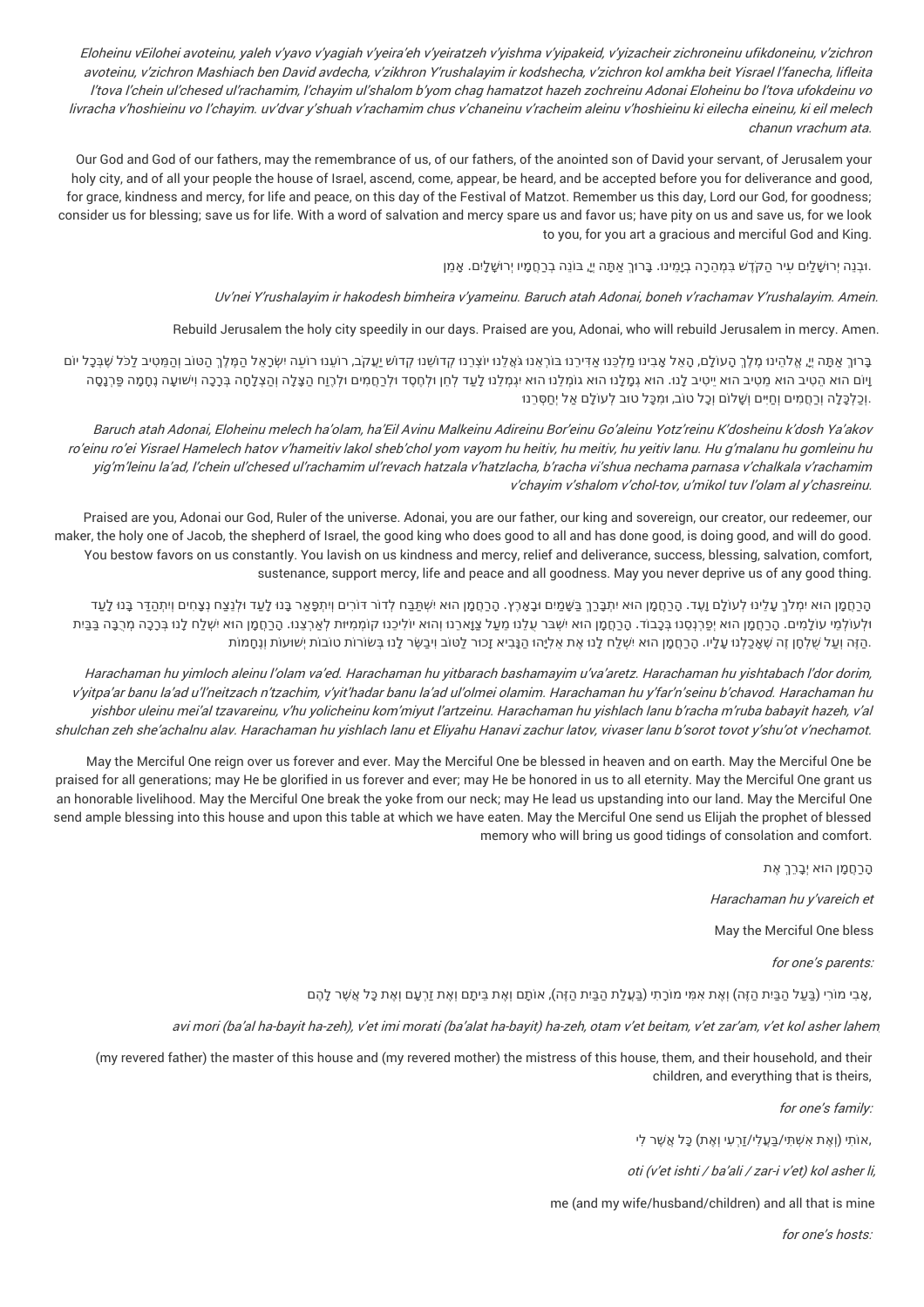*Eloheinu vEilohei avoteinu, yaleh v'yavo v'yagiah v'yeira'eh v'yeiratzeh v'yishma v'yipakeid, v'yizacheir zichroneinu ufikdoneinu, v'zichron avoteinu, v'zichron Mashiach ben David avdecha, v'zikhron Y'rushalayim ir kodshecha, v'zichron kol amkha beit Yisrael l'fanecha, lifleita l'tova l'chein ul'chesed ul'rachamim, l'chayim ul'shalom b'yom chag hamatzot hazeh zochreinu Adonai Eloheinu bo l'tova ufokdeinu vo livracha v'hoshieinu vo l'chayim. uv'dvar y'shuah v'rachamim chus v'chaneinu v'racheim aleinu v'hoshieinu ki eilecha eineinu, ki eil melech chanun vrachum ata.*

Our God and God of our fathers, may the remembrance of us, of our fathers, of the anointed son of David your servant, of Jerusalem your holy city, and of all your people the house of Israel, ascend, come, appear, be heard, and be accepted before you for deliverance and good, for grace, kindness and mercy, for life and peace, on this day of the Festival of Matzot. Remember us this day, Lord our God, for goodness; consider us for blessing; save us for life. With a word of salvation and mercy spare us and favor us; have pity on us and save us, for we look to you, for you art a gracious and merciful God and King.

וּבְנֵה יְרוּשָׁלַיִם עִיר הַקֹּדֶשׁ בִּמְהֵרָה בְיָמֵינוּ. בָּרוּךְ אַתָּה יְיָ, בּוֹנֵה בְרַחֲמָיו יְרוּשָׁלַיִם. אָמֵן.

*Uv'nei Y'rushalayim ir hakodesh bimheira v'yameinu. Baruch atah Adonai, boneh v'rachamav Y'rushalayim. Amein.*

Rebuild Jerusalem the holy city speedily in our days. Praised are you, Adonai, who will rebuild Jerusalem in mercy. Amen.

בָּרוּךְ אַתָּה יְיָ, אֱלֹהֵינוּ מֶלֶךְ הָעוֹלָם, הָאֵל אָבִינוּ מַלְכֵּנוּ אַדִּירֵנוּ בּוֹרְאֵנוּ גֹּאֲלֵנוּ יוֹצְרֵנוּ קְדוֹשֵׁנוּ קְדוֹשׁ יַעֲקֹב, רוֹעֵנוּ רוֹעֵה יִשְׂרָאֵל הַמֶּלֶךְ הַטּוֹב וְהַמֵּטִיב לַכֹּל שֶׁבְּכָל יוֹם וָיוֹם הוּא הֵטִיב הוּא מֵטִיב הוּא יֵיטִיב לָנוּ. הוּא גְמָלָנוּ הוּא גוֹמְלֵנוּ הוּא יִגְמְלֵנוּ לָעַד לְחֵן וּלְחֶסֶד וּלְרַחֲמִים וּלְרֶוַח הַצָּלָה וְהַצְלָחָה בְּרָכָה וִישׁוּעָה נֶחָמָה פַּרְנָסָה וְכַלְכָּלָה וְרַחֲמִים וְחַיִּים וְשָׁלוֹם וְכָל טוֹב, וּמִכָּל טוּב לְעוֹלָם אַל יְחַסְּרֵנוּ.

*Baruch atah Adonai, Eloheinu melech ha'olam, ha'Eil Avinu Malkeinu Adireinu Bor'einu Go'aleinu Yotz'reinu K'dosheinu k'dosh Ya'akov ro'einu ro'ei Yisrael Hamelech hatov v'hameitiv lakol sheb'chol yom vayom hu heitiv, hu meitiv, hu yeitiv lanu. Hu g'malanu hu gomleinu hu yig'm'leinu la'ad, l'chein ul'chesed ul'rachamim ul'revach hatzala v'hatzlacha, b'racha vi'shua nechama parnasa v'chalkala v'rachamim v'chayim v'shalom v'chol-tov, u'mikol tuv l'olam al y'chasreinu.*

Praised are you, Adonai our God, Ruler of the universe. Adonai, you are our father, our king and sovereign, our creator, our redeemer, our maker, the holy one of Jacob, the shepherd of Israel, the good king who does good to all and has done good, is doing good, and will do good. You bestow favors on us constantly. You lavish on us kindness and mercy, relief and deliverance, success, blessing, salvation, comfort, sustenance, support mercy, life and peace and all goodness. May you never deprive us of any good thing.

הָרַחֲמָן הוּא יִמְלֹךְ עָלֵינוּ לְעוֹלָם וָעֶד. הָרַחֲמָן הוּא יִתְבָּרַךְ בַּשָּׁמַיִם וּבָאָרֶץ. הָרַחֲמָן הוּא יִשְׁתַּבַּח לְדוֹר דּוֹרִים וְיִתְפָּאַר בָּנוּ לָעַד וּלְנֵצַח נְצָחִים וְיִתְהַדַּר בָּנוּ לָעַד וּלְעוֹלְמֵי עוֹלָמִים. הָרַחֲמָן הוּא יְפַרְנְסֵנוּ בְּכָבוֹד. הָרַחֲמָן הוּא יִשְׁבֹּר עֻלֵּנוּ מֵעַל צַוָּארֵנוּ וְהוּא יוֹלִיכֵנוּ קוֹמְמִיּוּת לְאַרְצֵנוּ. הָרַחֲמָן הוּא יִשְׁלַח לָנוּ בְּרָכָה מְרֻבָּה בַּבַּיִת הַזֶּה וְעַל שֻׁלְחָן זֶה שֶׁאָכַלְנוּ עָלָיו. הָרַחֲמָן הוּא יִשְׁלַח לָנוּ אֶת אֵלִיָּהוּ הַנָּבִיא זָכוּר לַטּוֹב וִיבַשֶּׂר לָנוּ בְּשׂוֹרוֹת טוֹבוֹת יְשׁוּעוֹת וְנֶחָמוֹת.

*Harachaman hu yimloch aleinu l'olam va'ed. Harachaman hu yitbarach bashamayim u'va'aretz. Harachaman hu yishtabach l'dor dorim, v'yitpa'ar banu la'ad u'l'neitzach n'tzachim, v'yit'hadar banu la'ad ul'olmei olamim. Harachaman hu y'far'n'seinu b'chavod. Harachaman hu yishbor uleinu mei'al tzavareinu, v'hu yolicheinu kom'miyut l'artzeinu. Harachaman hu yishlach lanu b'racha m'ruba babayit hazeh, v'al shulchan zeh she'achalnu alav. Harachaman hu yishlach lanu et Eliyahu Hanavi zachur latov, vivaser lanu b'sorot tovot y'shu'ot v'nechamot.*

May the Merciful One reign over us forever and ever. May the Merciful One be blessed in heaven and on earth. May the Merciful One be praised for all generations; may He be glorified in us forever and ever; may He be honored in us to all eternity. May the Merciful One grant us an honorable livelihood. May the Merciful One break the yoke from our neck; may He lead us upstanding into our land. May the Merciful One send ample blessing into this house and upon this table at which we have eaten. May the Merciful One send us Elijah the prophet of blessed memory who will bring us good tidings of consolation and comfort.

הָרַחֲמָן הוּא יְבָרֵךְ אֶת

*Harachaman hu y'vareich et*

May the Merciful One bless

*for one's parents:*

אָבִי מוֹרִי (בַּעַל הַבַּיִת הַזֶּה) וְאֶת אִמִּי מוֹרָתִי (בַּעֲלַת הַבַּיִת הַזֶּה), אוֹתָם וְאֶת בֵּיתָם וְאֶת זַרְעָם וְאֶת כָּל אֲשֶׁר לָהֶם,

*avi mori (ba'al ha-bayit ha-zeh), v'et imi morati (ba'alat ha-bayit) ha-zeh, otam v'et beitam, v'et zar'am, v'et kol asher lahem,*

(my revered father) the master of this house and (my revered mother) the mistress of this house, them, and their household, and their children, and everything that is theirs,

*for one's family:*

אוֹתִי (וְאֶת אִשְׁתִּי/בַּעֲלִי/זַרְעִי וְאֶת) כָּל אֲשֶׁר לִי,

*oti (v'et ishti / ba'ali / zar-i v'et) kol asher li,*

me (and my wife/husband/children) and all that is mine

*for one's hosts:*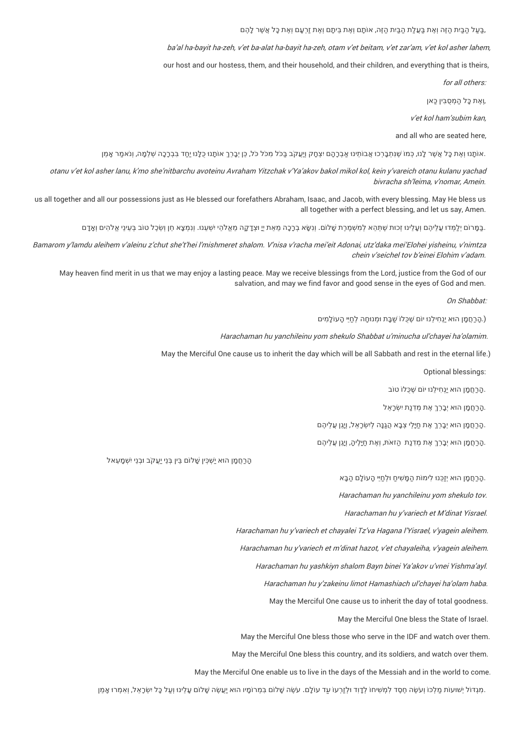בַּעַל הַבַּיִת הַזֶּה וְאֶת בַּעֲלַת הַבַּיִת הַזֶּה, אוֹתָם וְאֶת בֵּיתָם וְאֶת זַרְעָם וְאֶת כָּל אֲשֶׁר לָהֶם,

*ba'al ha-bayit ha-zeh, v'et ba-alat ha-bayit ha-zeh, otam v'et beitam, v'et zar'am, v'et kol asher lahem,*

our host and our hostess, them, and their household, and their children, and everything that is theirs,

*for all others:*

וְאֶת כָּל הַמְּסֻבִּין כַּאן,

*v'et kol ham'subim kan,*

and all who are seated here,

אוֹתָנוּ וְאֶת כָּל אֲשֶׁר לָנוּ, כְּמוֹ שֶׁנִּתְבָּרְכוּ אֲבוֹתֵינוּ אַבְרָהָם יִצְחָק וְיַעֲקֹב בַּכֹּל מִכֹּל כֹּל, כֵּן יְבָרֵךְ אוֹתָנוּ כֻּלָּנוּ יַחַד בִּבְרָכָה שְׁלֵמָה, וְנֹאמַר אָמֵן.

*otanu v'et kol asher lanu, k'mo she'nitbarchu avoteinu Avraham Yitzchak v'Ya'akov bakol mikol kol, kein y'vareich otanu kulanu yachad bivracha sh'leima, v'nomar, Amein.*

us all together and all our possessions just as He blessed our forefathers Abraham, Isaac, and Jacob, with every blessing. May He bless us all together with a perfect blessing, and let us say, Amen.

בַּמָּרוֹם יְלַמְּדוּ עֲלֵיהֶם וְעָלֵינוּ זְכוּת שֶׁתְּהֵא לְמִשְׁמֶרֶת שָׁלוֹם. וְנִשָּׂא בְרָכָה מֵאֵת יְיָ וּצְדָקָה מֵאֱלֹהֵי יִשְׁעֵנוּ. וְנִמְצָא חֵן וְשֵׂכֶל טוֹב בְּעֵינֵי אֱלֹהִים וְאָדָם.

*Bamarom y'lamdu aleihem v'aleinu z'chut she't'hei l'mishmeret shalom. V'nisa v'racha mei'eit Adonai, utz'daka mei'Elohei yisheinu, v'nimtza chein v'seichel tov b'einei Elohim v'adam.*

May heaven find merit in us that we may enjoy a lasting peace. May we receive blessings from the Lord, justice from the God of our salvation, and may we find favor and good sense in the eyes of God and men.

*On Shabbat:*

(הָרַחֲמָן הוּא יַנְחִילֵנוּ יוֹם שֶׁכֻּלּוֹ שַׁבָּת וּמְנוּחָה לְחַיֵּי הָעוֹלָמִים.)

*Harachaman hu yanchileinu yom shekulo Shabbat u'minucha ul'chayei ha'olamim.*

May the Merciful One cause us to inherit the day which will be all Sabbath and rest in the eternal life.)

Optional blessings:

הָרַחֲמָן הוּא יַנְחִילֵנוּ יוֹם שֶׁכֻּלּוֹ טוֹב.

הָרַחֲמָן הוּא יְבָרֵךְ אֶת מְדִינַת יִשְׂרָאֵל.

הָרַחֲמָן הוּא יְבָרֵךְ אֶת חַיָּלֵי צְבָא הֲגַנָּה לְיִשְׂרָאֵל, וְיָגֵן עֲלֵיהֶם.

הָרַחֲמָן הוּא יְבָרֵךְ אֶת מְדִינַת הַזֹּאת, וְאֶת חַיָּלֶיהָ, וְיָגֵן עֲלֵיהֶם.

הָרַחֲמָן הוּא יַשְׁכִּין שָׁלוֹם בֵּין בְּנֵי יַעֲקֹב וּבְנֵי יִשְׁמָעֵאל

הָרַחֲמָן הוּא יְזַכֵּנוּ לִימוֹת הַמָּשִׁיחַ וּלְחַיֵּי הָעוֹלָם הַבָּא.

*Harachaman hu yanchileinu yom shekulo tov.*

*Harachaman hu y'variech et M'dinat Yisrael.*

*Harachaman hu y'variech et chayalei Tz'va Hagana l'Yisrael, v'yagein aleihem.*

*Harachaman hu y'variech et m'dinat hazot, v'et chayaleiha, v'yagein aleihem.*

*Harachaman hu yashkiyn shalom Bayn binei Ya'akov u'vnei Yishma'ayl.*

*Harachaman hu y'zakeinu limot Hamashiach ul'chayei ha'olam haba.*

May the Merciful One cause us to inherit the day of total goodness.

May the Merciful One bless the State of Israel.

May the Merciful One bless those who serve in the IDF and watch over them.

May the Merciful One bless this country, and its soldiers, and watch over them.

May the Merciful One enable us to live in the days of the Messiah and in the world to come.

מִגְדּוֹל יְשׁוּעוֹת מַלְכּוֹ וְעֹשֶׂה חֶסֶד לִמְשִׁיחוֹ לְדָוִד וּלְזַרְעוֹ עַד עוֹלָם. עֹשֶׂה שָׁלוֹם בִּמְרוֹמָיו הוּא יַעֲשֶׂה שָׁלוֹם עָלֵינוּ וְעַל כָּל יִשְׂרָאֵל, וְאִמְרוּ אָמֵן.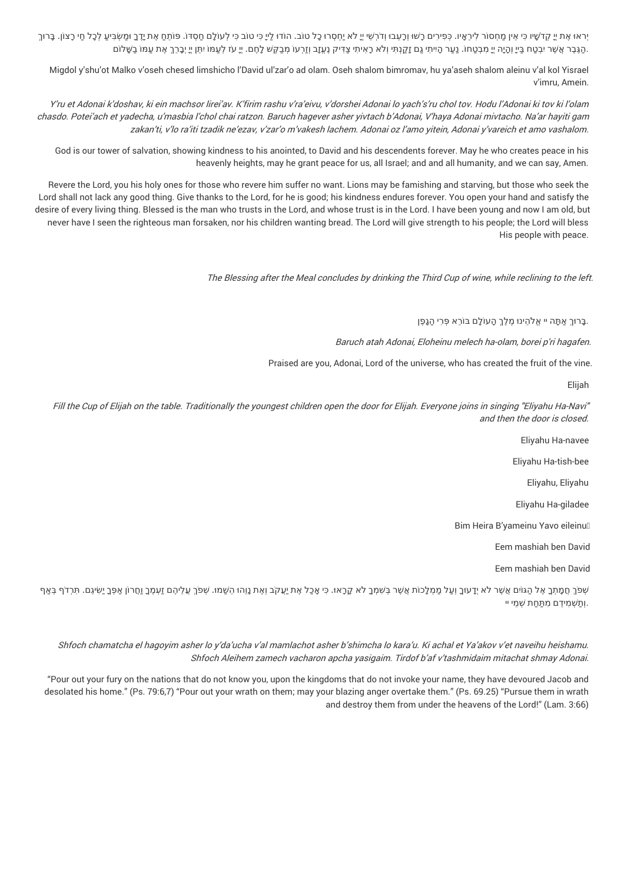יְראוּ אֶת יְיָ קְדשָׁיו כִּי אֵין מַחְסוֹר לִירֵאָיו. כְּפִירִים רָשׁוּ וְרָעֵבוּ וְדֹרְשֵׁי יְיָ לֹא יַחְסְרוּ כָל טוֹב. הוֹדוּ לַייָ כִּי טוֹב כִּי לְעוֹלָם חַסְדּוֹ. פּוֹתֵחַ אֶת יָדֶךָ וּמַשְׂבִּיעַ לְכָל חַי רָצוֹן. בָּרוּךְ הַגֶּבֶר אֲשֶׁר יִבְטַח בַּייָ וְהָיָה יְיָ מִבְטַחוֹ. נַעַר הָיִיתִי גַּם זָקַנְתִּי וְלֹא רָאִיתִי צַדִּיק נֶעֱזָב וְזַרְעוֹ מְבַקֶּשׁ לָחֶם. יְיָ עֹז לְעַמּוֹ יִתֵּן יְיָ יְבָרֵךְ אֶת עַמּוֹ בַשָּׁלוֹם.

Migdol y'shu'ot Malko v'oseh chesed limshicho l'David ul'zar'o ad olam. Oseh shalom bimromav, hu ya'aseh shalom aleinu v'al kol Yisrael v'imru, Amein.

*Y'ru et Adonai k'doshav, ki ein machsor lirei'av. K'firim rashu v'ra'eivu, v'dorshei Adonai lo yach's'ru chol tov. Hodu l'Adonai ki tov ki l'olam chasdo. Potei'ach et yadecha, u'masbia l'chol chai ratzon. Baruch hagever asher yivtach b'Adonai, V'haya Adonai mivtacho. Na'ar hayiti gam zakan'ti, v'lo ra'iti tzadik ne'ezav, v'zar'o m'vakesh lachem. Adonai oz l'amo yitein, Adonai y'vareich et amo vashalom.*

God is our tower of salvation, showing kindness to his anointed, to David and his descendents forever. May he who creates peace in his heavenly heights, may he grant peace for us, all Israel; and and all humanity, and we can say, Amen.

Revere the Lord, you his holy ones for those who revere him suffer no want. Lions may be famishing and starving, but those who seek the Lord shall not lack any good thing. Give thanks to the Lord, for he is good; his kindness endures forever. You open your hand and satisfy the desire of every living thing. Blessed is the man who trusts in the Lord, and whose trust is in the Lord. I have been young and now I am old, but never have I seen the righteous man forsaken, nor his children wanting bread. The Lord will give strength to his people; the Lord will bless His people with peace.

*The Blessing after the Meal concludes by drinking the Third Cup of wine, while reclining to the left.*

בָּרוּךְ אַתָּה יי אֱלֹהֵינוּ מֶלֶךְ הָעוֹלָם בּוֹרֵא פְּרִי הַגָּפֶן.

*Baruch atah Adonai, Eloheinu melech ha-olam, borei p'ri hagafen.*

Praised are you, Adonai, Lord of the universe, who has created the fruit of the vine.

Elijah

*Fill the Cup of Elijah on the table. Traditionally the youngest children open the door for Elijah. Everyone joins in singing "Eliyahu Ha-Navi" and then the door is closed.*

Eliyahu Ha-navee

Eliyahu Ha-tish-bee

Eliyahu, Eliyahu

Eliyahu Ha-giladee

Bim Heira B'yameinu Yavo eileinu

Eem mashiah ben David

Eem mashiah ben David

שְׁפֹךְ חֲמָתְךָ אֶל הַגּוֹיִם אֲשֶׁר לֹא יְדָעוּךָ וְעַל מַמְלָכוֹת אֲשֶׁר בְּשִׁמְךָ לֹא קָרָאוּ. כִּי אָכַל אֶת יַעֲקֹב וְאֶת נָוֵהוּ הֵשַׁמּוּ. שְׁפָךְ עֲלֵיהֶם זַעֲמֶךָ וַחֲרוֹן אַפְּךָ יַשִּׂיגֵם. תִּרְדֹּף בְּאַף וְתַשְׁמִידֵם מִתַּחַת שְׁמֵי יי.

*Shfoch chamatcha el hagoyim asher lo y'da'ucha v'al mamlachot asher b'shimcha lo kara'u. Ki achal et Ya'akov v'et naveihu heishamu. Shfoch Aleihem zamech vacharon apcha yasigaim. Tirdof b'af v'tashmidaim mitachat shmay Adonai.*

"Pour out your fury on the nations that do not know you, upon the kingdoms that do not invoke your name, they have devoured Jacob and desolated his home." (Ps. 79:6,7) "Pour out your wrath on them; may your blazing anger overtake them." (Ps. 69.25) "Pursue them in wrath and destroy them from under the heavens of the Lord!" (Lam. 3:66)